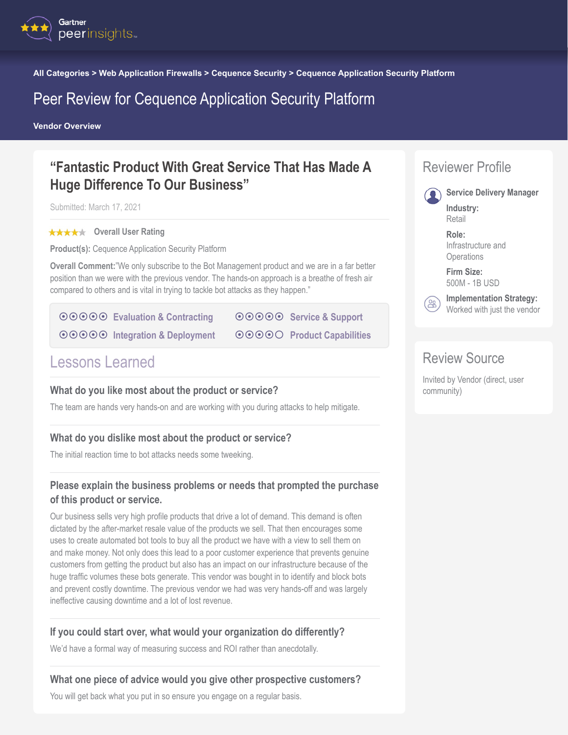Gartner peerinsights™

All Categories > Web Application Firewalls > Cequence Security > Cequence Application Security Platform

# Peer Review for Cequence Application Security Platform

Vendor Overview

## "Fantastic Product With Great Service That Has Made A Huge Difference To Our Business"

Submitted: March 17, 2021

★★★★☆ Overall User Rating

**Product(s):** Cequence Application Security Platform

**Overall Comment:**"We only subscribe to the Bot Management product and we are in a far better position than we were with the previous vendor. The hands-on approach is a breathe of fresh air compared to others and is vital in trying to tackle bot attacks as they happen."

| | |
|---|---|
| ⦿⦿⦿⦿⦿ Evaluation & Contracting | ⦿⦿⦿⦿⦿ Service & Support |
| ⦿⦿⦿⦿⦿ Integration & Deployment | ⦿⦿⦿⦿○ Product Capabilities |

## Lessons Learned

### What do you like most about the product or service?

The team are hands very hands-on and are working with you during attacks to help mitigate.

### What do you dislike most about the product or service?

The initial reaction time to bot attacks needs some tweeking.

### Please explain the business problems or needs that prompted the purchase of this product or service.

Our business sells very high profile products that drive a lot of demand. This demand is often dictated by the after-market resale value of the products we sell. That then encourages some uses to create automated bot tools to buy all the product we have with a view to sell them on and make money. Not only does this lead to a poor customer experience that prevents genuine customers from getting the product but also has an impact on our infrastructure because of the huge traffic volumes these bots generate. This vendor was bought in to identify and block bots and prevent costly downtime. The previous vendor we had was very hands-off and was largely ineffective causing downtime and a lot of lost revenue.

### If you could start over, what would your organization do differently?

We'd have a formal way of measuring success and ROI rather than anecdotally.

### What one piece of advice would you give other prospective customers?

You will get back what you put in so ensure you engage on a regular basis.

## Reviewer Profile

**Service Delivery Manager**

**Industry:** Retail

**Role:** Infrastructure and Operations

**Firm Size:** 500M - 1B USD

**Implementation Strategy:** Worked with just the vendor

## Review Source

Invited by Vendor (direct, user community)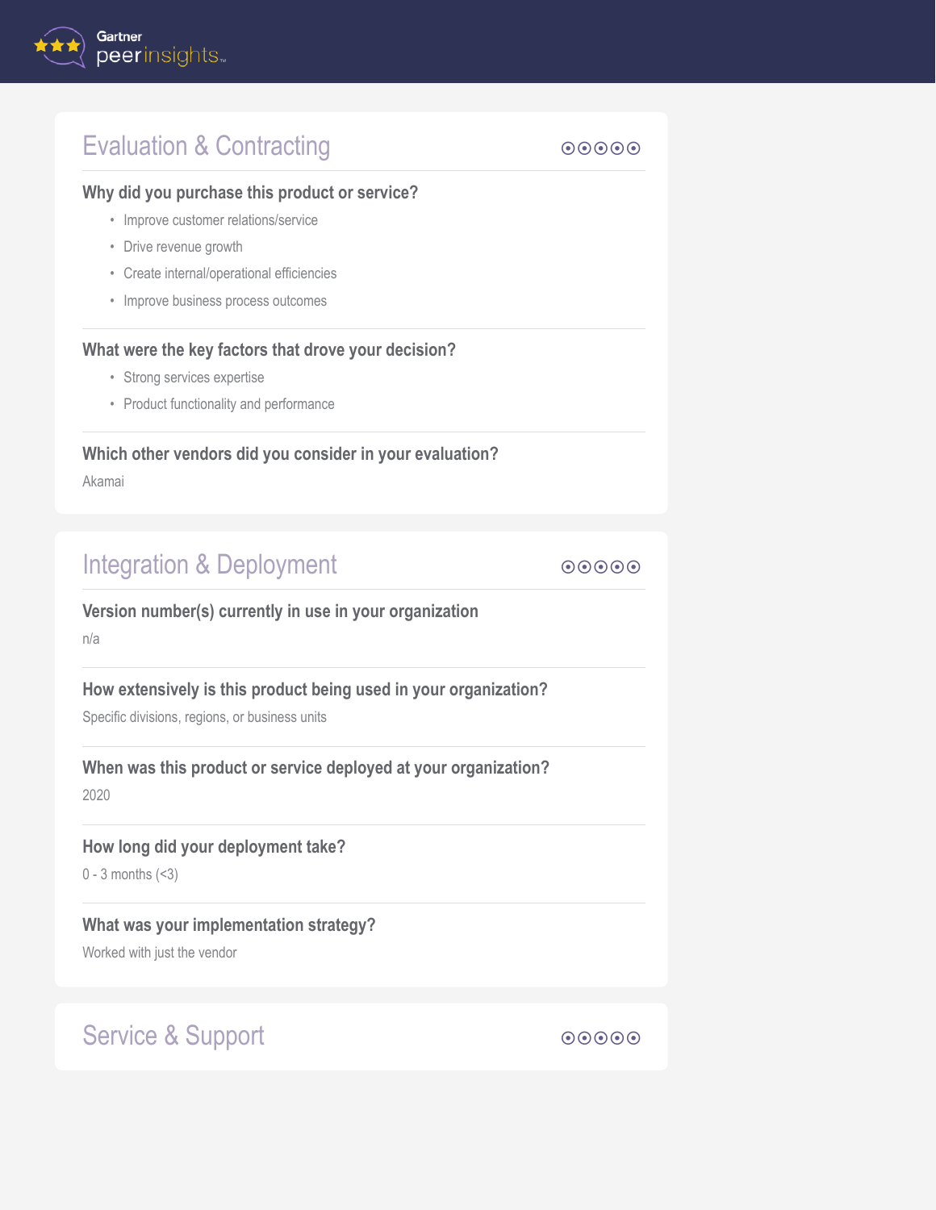## Evaluation & Contracting

### Why did you purchase this product or service?

- Improve customer relations/service
- Drive revenue growth
- Create internal/operational efficiencies
- Improve business process outcomes

### What were the key factors that drove your decision?

- Strong services expertise
- Product functionality and performance

### Which other vendors did you consider in your evaluation?

Akamai

## Integration & Deployment

### Version number(s) currently in use in your organization

n/a

### How extensively is this product being used in your organization?

Specific divisions, regions, or business units

### When was this product or service deployed at your organization?

2020

### How long did your deployment take?

0 - 3 months (<3)

### What was your implementation strategy?

Worked with just the vendor

## Service & Support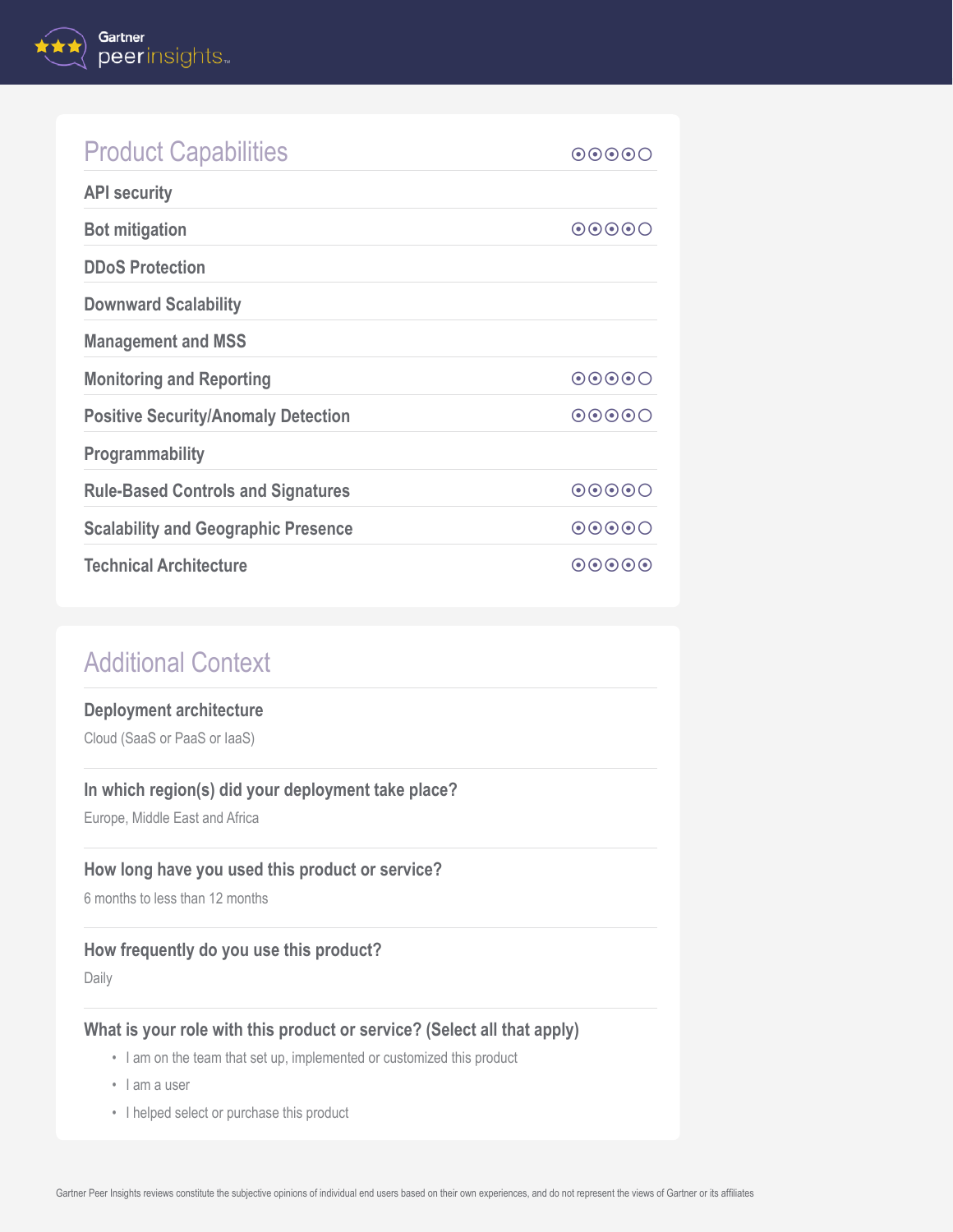## Product Capabilities

| | |
|---|---|
| Product Capabilities | 4/5 |
| API security | |
| Bot mitigation | 4/5 |
| DDoS Protection | |
| Downward Scalability | |
| Management and MSS | |
| Monitoring and Reporting | 4/5 |
| Positive Security/Anomaly Detection | 4/5 |
| Programmability | |
| Rule-Based Controls and Signatures | 4/5 |
| Scalability and Geographic Presence | 4/5 |
| Technical Architecture | 5/5 |

## Additional Context

**Deployment architecture**

Cloud (SaaS or PaaS or IaaS)

**In which region(s) did your deployment take place?**

Europe, Middle East and Africa

**How long have you used this product or service?**

6 months to less than 12 months

**How frequently do you use this product?**

Daily

**What is your role with this product or service? (Select all that apply)**

- I am on the team that set up, implemented or customized this product
- I am a user
- I helped select or purchase this product

Gartner Peer Insights reviews constitute the subjective opinions of individual end users based on their own experiences, and do not represent the views of Gartner or its affiliates